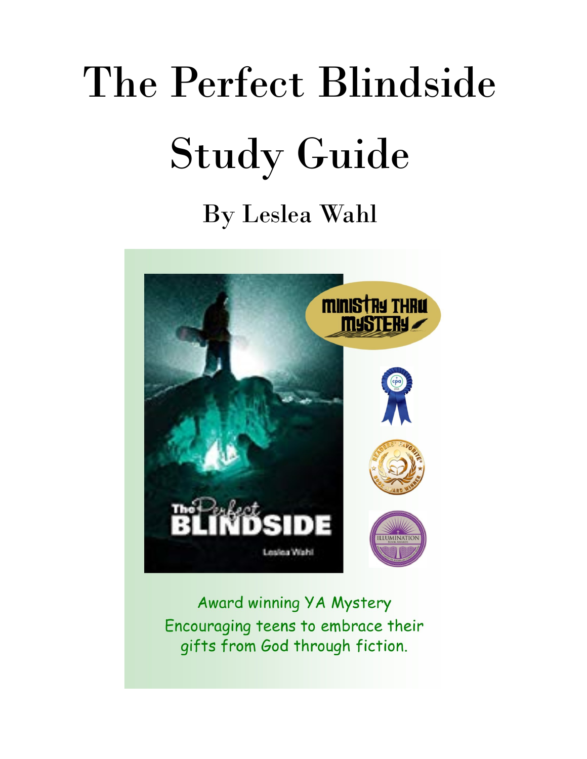# The Perfect Blindside

# Study Guide

## By Leslea Wahl

Award winning YA Mystery
Encouraging teens to embrace their gifts from God through fiction.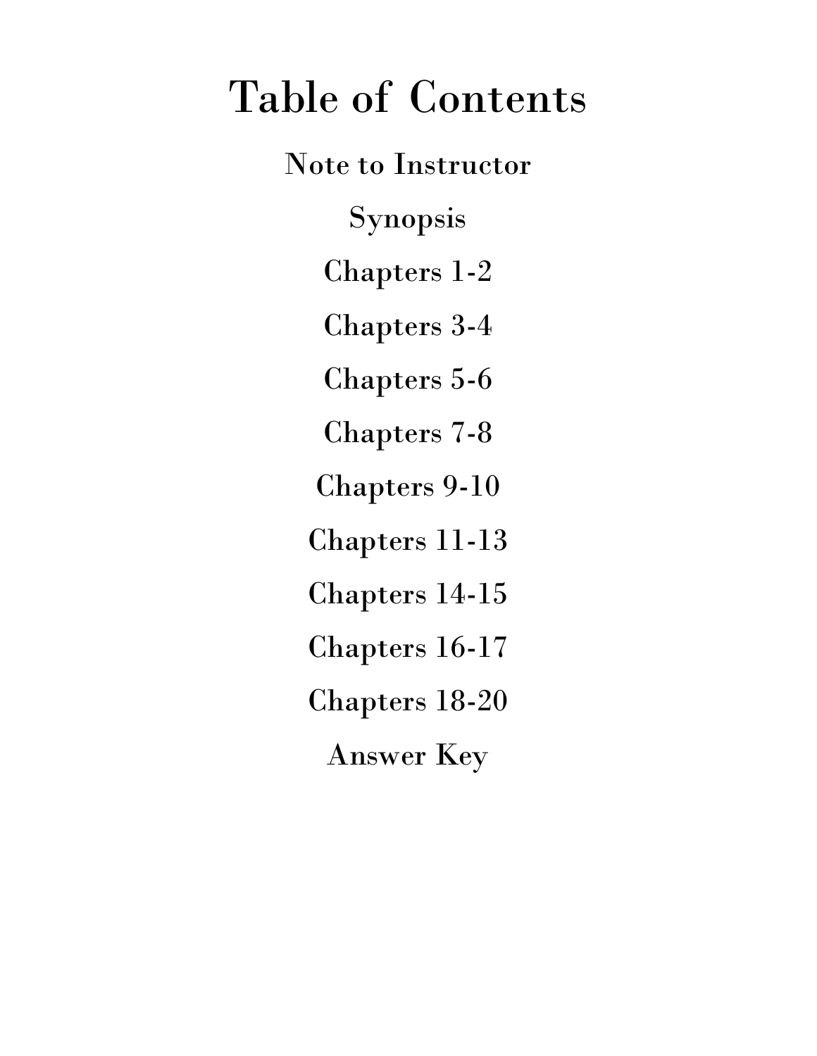# Table of Contents

Note to Instructor

Synopsis

Chapters 1-2

Chapters 3-4

Chapters 5-6

Chapters 7-8

Chapters 9-10

Chapters 11-13

Chapters 14-15

Chapters 16-17

Chapters 18-20

Answer Key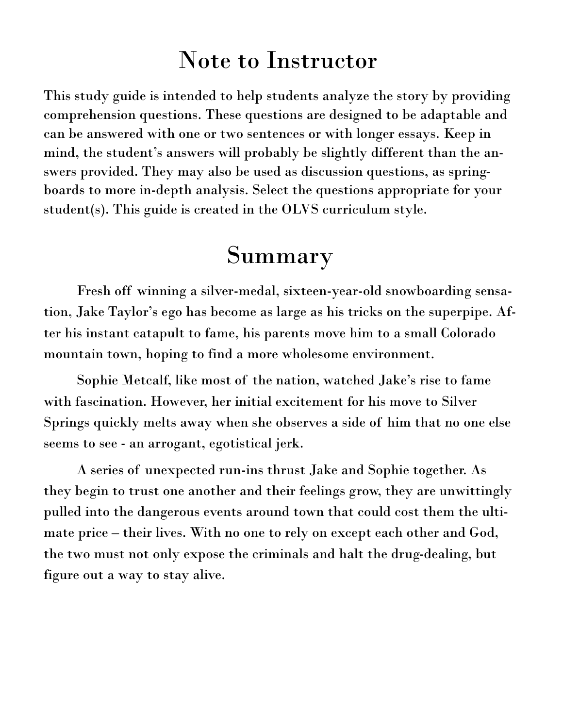# Note to Instructor

This study guide is intended to help students analyze the story by providing comprehension questions. These questions are designed to be adaptable and can be answered with one or two sentences or with longer essays. Keep in mind, the student's answers will probably be slightly different than the answers provided. They may also be used as discussion questions, as springboards to more in-depth analysis. Select the questions appropriate for your student(s). This guide is created in the OLVS curriculum style.

# Summary

Fresh off winning a silver-medal, sixteen-year-old snowboarding sensation, Jake Taylor's ego has become as large as his tricks on the superpipe. After his instant catapult to fame, his parents move him to a small Colorado mountain town, hoping to find a more wholesome environment.

Sophie Metcalf, like most of the nation, watched Jake's rise to fame with fascination. However, her initial excitement for his move to Silver Springs quickly melts away when she observes a side of him that no one else seems to see - an arrogant, egotistical jerk.

A series of unexpected run-ins thrust Jake and Sophie together. As they begin to trust one another and their feelings grow, they are unwittingly pulled into the dangerous events around town that could cost them the ultimate price – their lives. With no one to rely on except each other and God, the two must not only expose the criminals and halt the drug-dealing, but figure out a way to stay alive.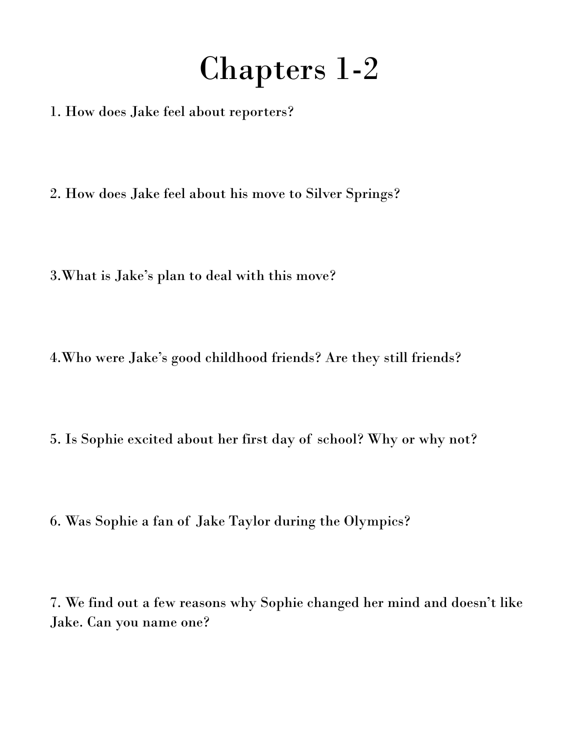# Chapters 1-2

1. How does Jake feel about reporters?

2. How does Jake feel about his move to Silver Springs?

3.What is Jake's plan to deal with this move?

4.Who were Jake's good childhood friends? Are they still friends?

5. Is Sophie excited about her first day of school? Why or why not?

6. Was Sophie a fan of Jake Taylor during the Olympics?

7. We find out a few reasons why Sophie changed her mind and doesn't like Jake. Can you name one?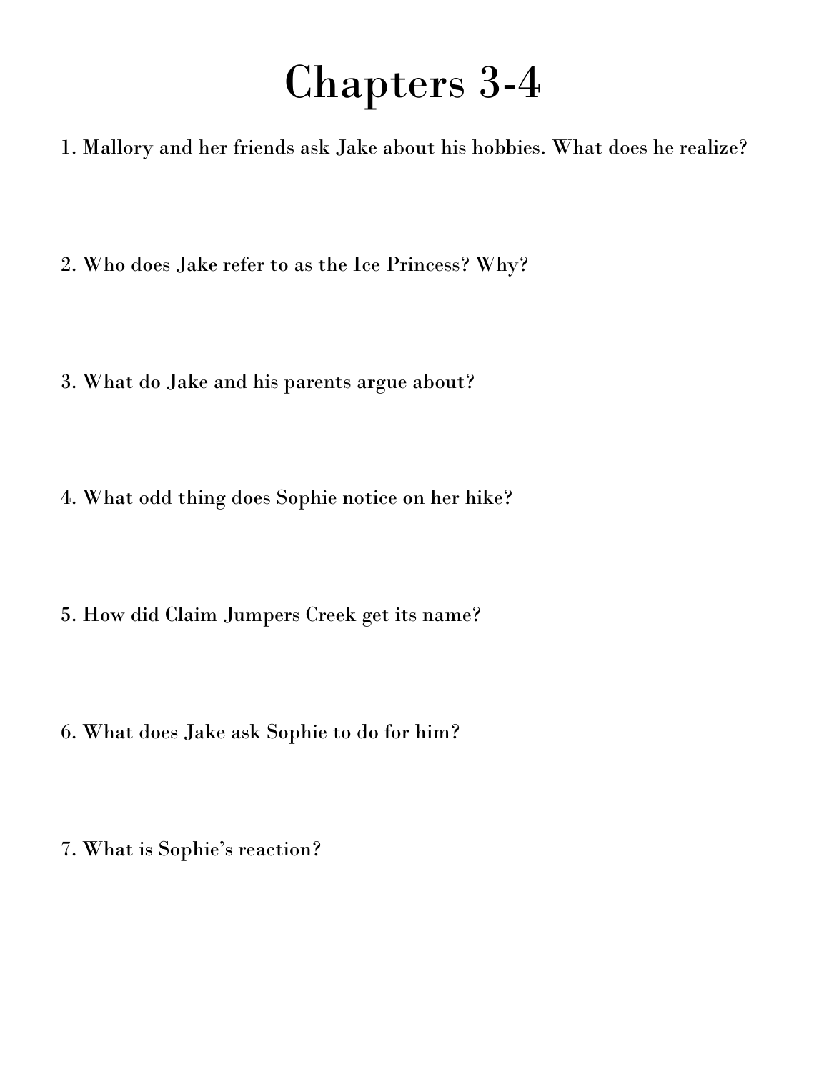# Chapters 3-4

1. Mallory and her friends ask Jake about his hobbies. What does he realize?

2. Who does Jake refer to as the Ice Princess? Why?

3. What do Jake and his parents argue about?

4. What odd thing does Sophie notice on her hike?

5. How did Claim Jumpers Creek get its name?

6. What does Jake ask Sophie to do for him?

7. What is Sophie's reaction?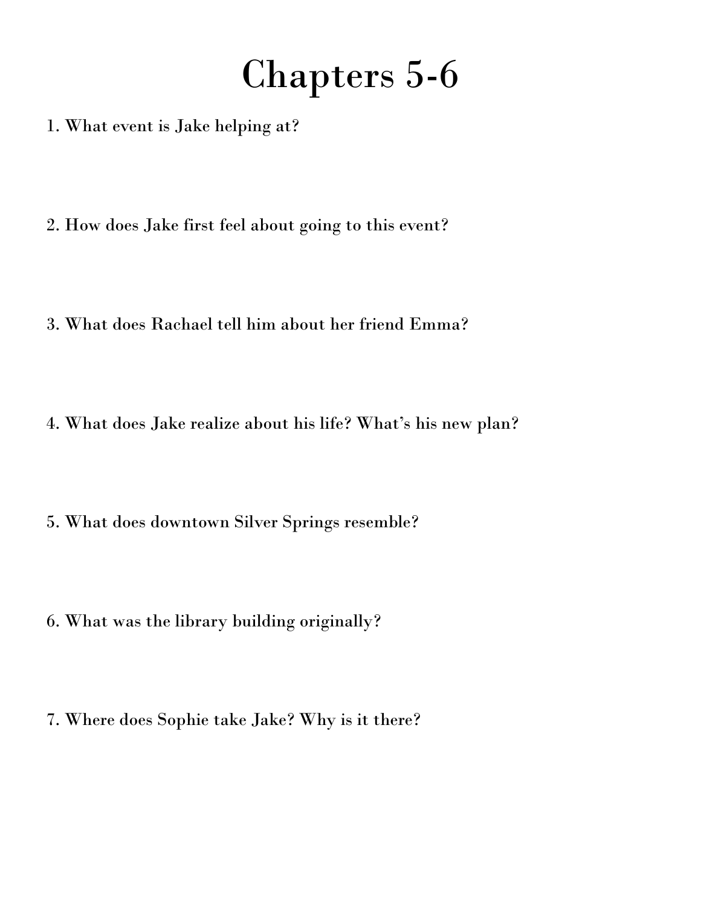# Chapters 5-6

1. What event is Jake helping at?

2. How does Jake first feel about going to this event?

3. What does Rachael tell him about her friend Emma?

4. What does Jake realize about his life? What's his new plan?

5. What does downtown Silver Springs resemble?

6. What was the library building originally?

7. Where does Sophie take Jake? Why is it there?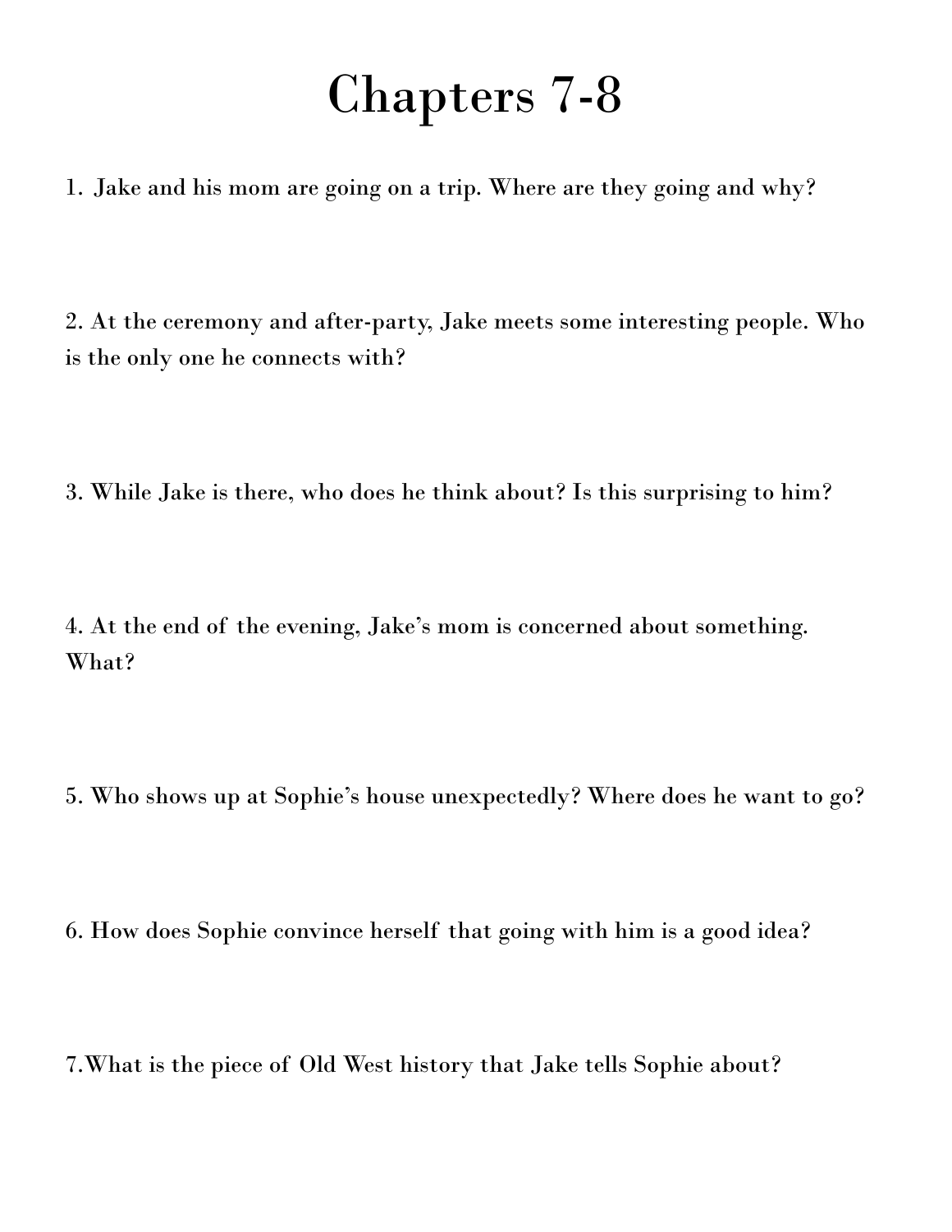# Chapters 7-8

1. Jake and his mom are going on a trip. Where are they going and why?

2. At the ceremony and after-party, Jake meets some interesting people. Who is the only one he connects with?

3. While Jake is there, who does he think about? Is this surprising to him?

4. At the end of the evening, Jake's mom is concerned about something. What?

5. Who shows up at Sophie's house unexpectedly? Where does he want to go?

6. How does Sophie convince herself that going with him is a good idea?

7. What is the piece of Old West history that Jake tells Sophie about?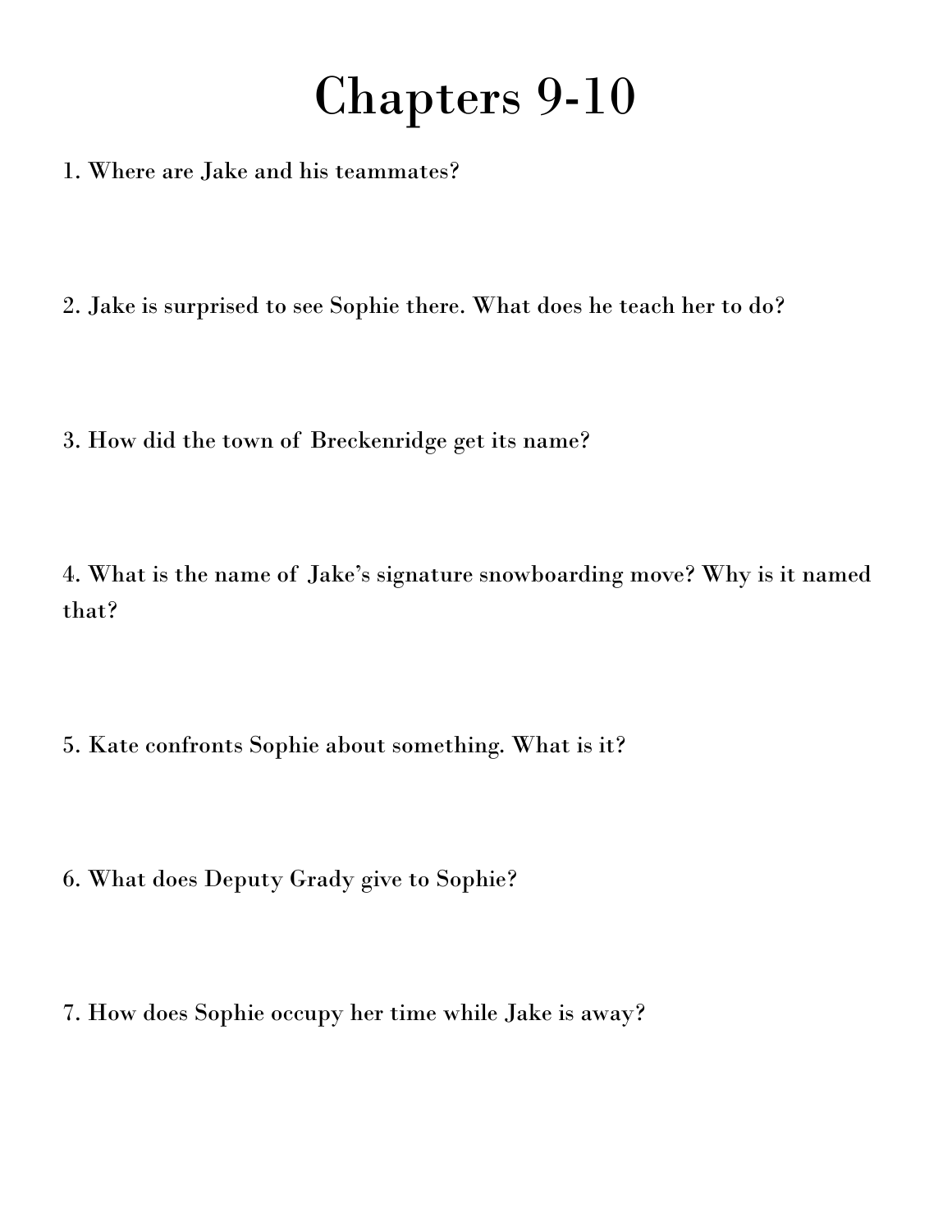# Chapters 9-10

1. Where are Jake and his teammates?

2. Jake is surprised to see Sophie there. What does he teach her to do?

3. How did the town of Breckenridge get its name?

4. What is the name of Jake's signature snowboarding move? Why is it named that?

5. Kate confronts Sophie about something. What is it?

6. What does Deputy Grady give to Sophie?

7. How does Sophie occupy her time while Jake is away?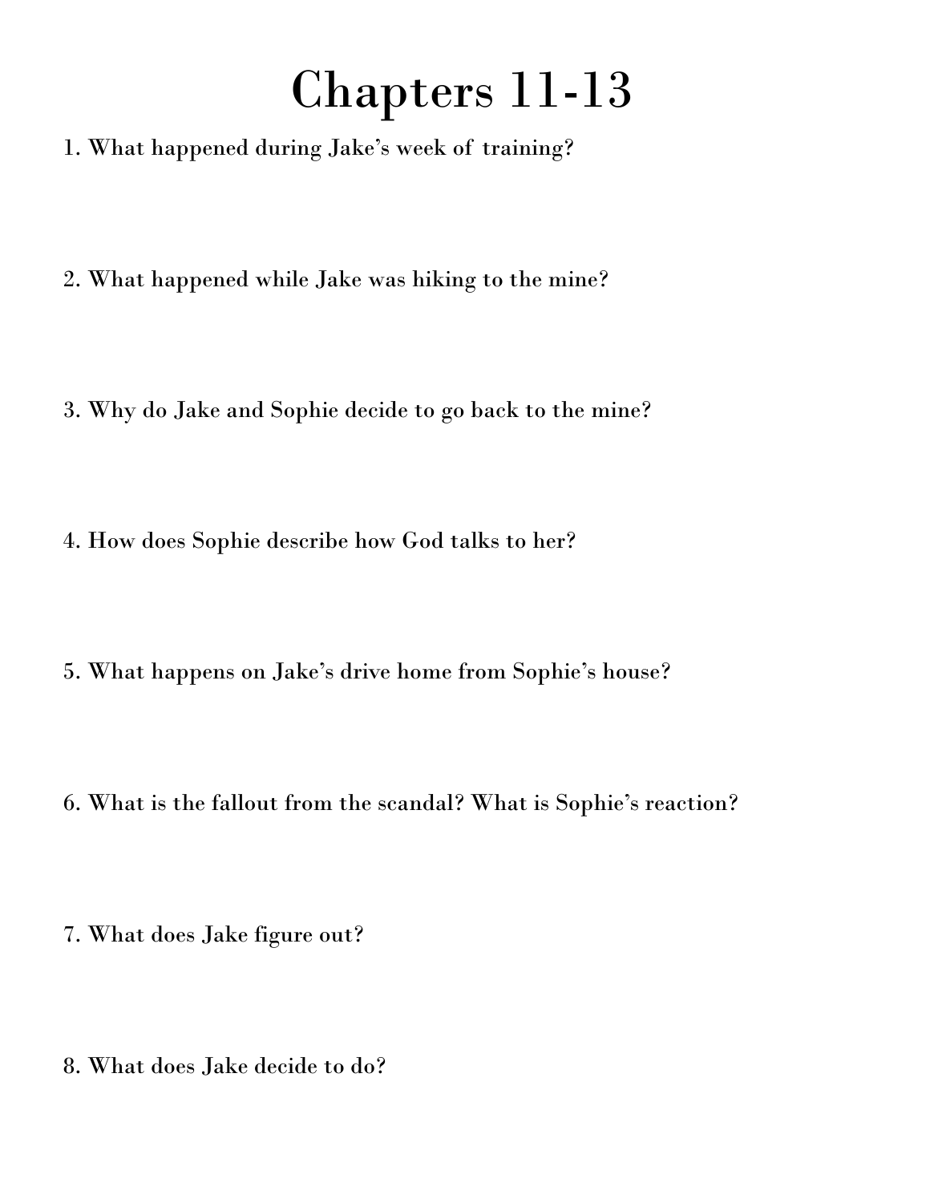# Chapters 11-13

1. What happened during Jake's week of training?

2. What happened while Jake was hiking to the mine?

3. Why do Jake and Sophie decide to go back to the mine?

4. How does Sophie describe how God talks to her?

5. What happens on Jake's drive home from Sophie's house?

6. What is the fallout from the scandal? What is Sophie's reaction?

7. What does Jake figure out?

8. What does Jake decide to do?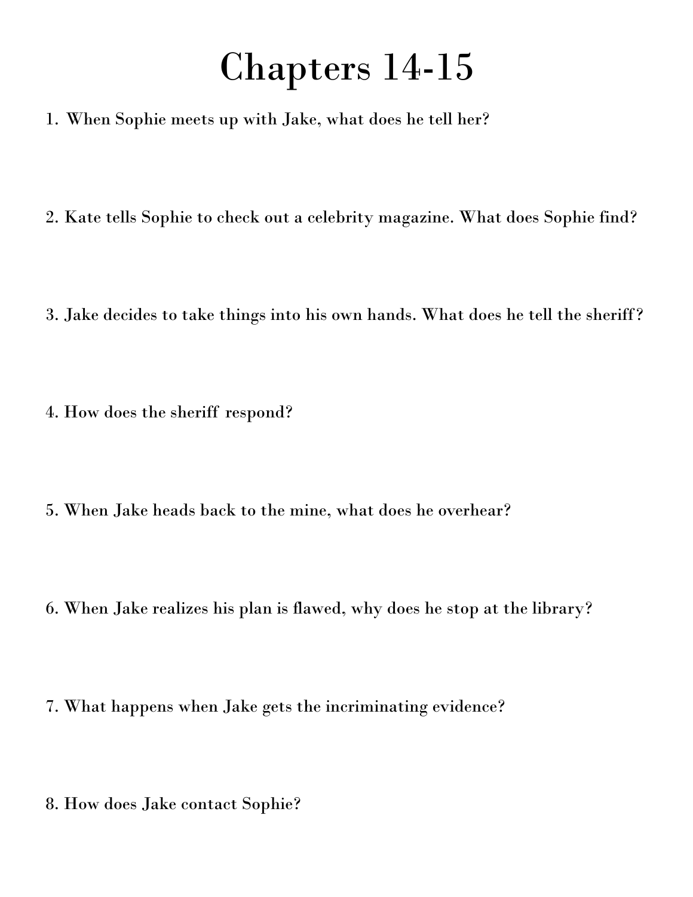# Chapters 14-15

1. When Sophie meets up with Jake, what does he tell her?

2. Kate tells Sophie to check out a celebrity magazine. What does Sophie find?

3. Jake decides to take things into his own hands. What does he tell the sheriff?

4. How does the sheriff respond?

5. When Jake heads back to the mine, what does he overhear?

6. When Jake realizes his plan is flawed, why does he stop at the library?

7. What happens when Jake gets the incriminating evidence?

8. How does Jake contact Sophie?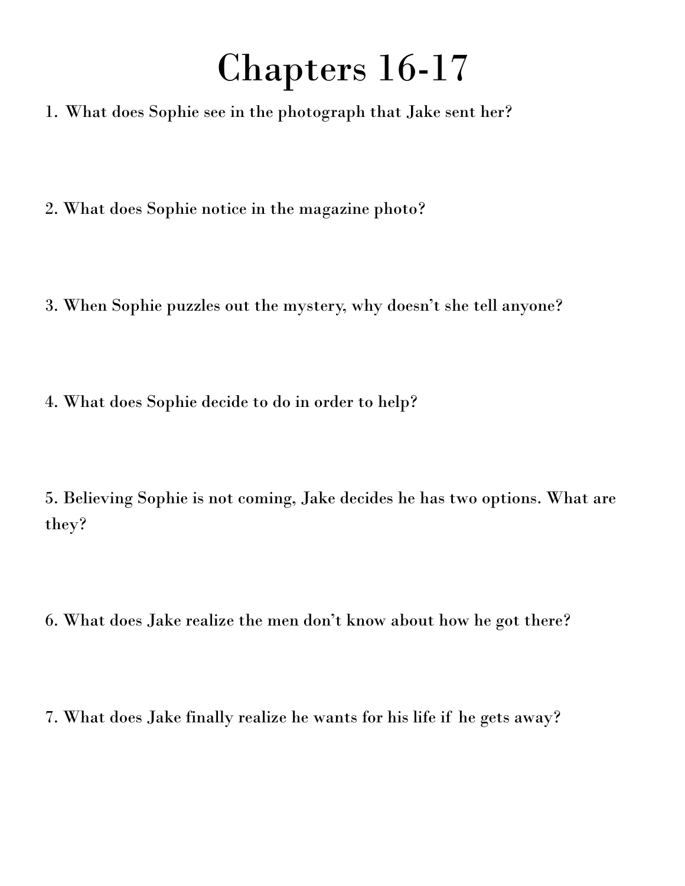# Chapters 16-17

1. What does Sophie see in the photograph that Jake sent her?

2. What does Sophie notice in the magazine photo?

3. When Sophie puzzles out the mystery, why doesn't she tell anyone?

4. What does Sophie decide to do in order to help?

5. Believing Sophie is not coming, Jake decides he has two options. What are they?

6. What does Jake realize the men don't know about how he got there?

7. What does Jake finally realize he wants for his life if he gets away?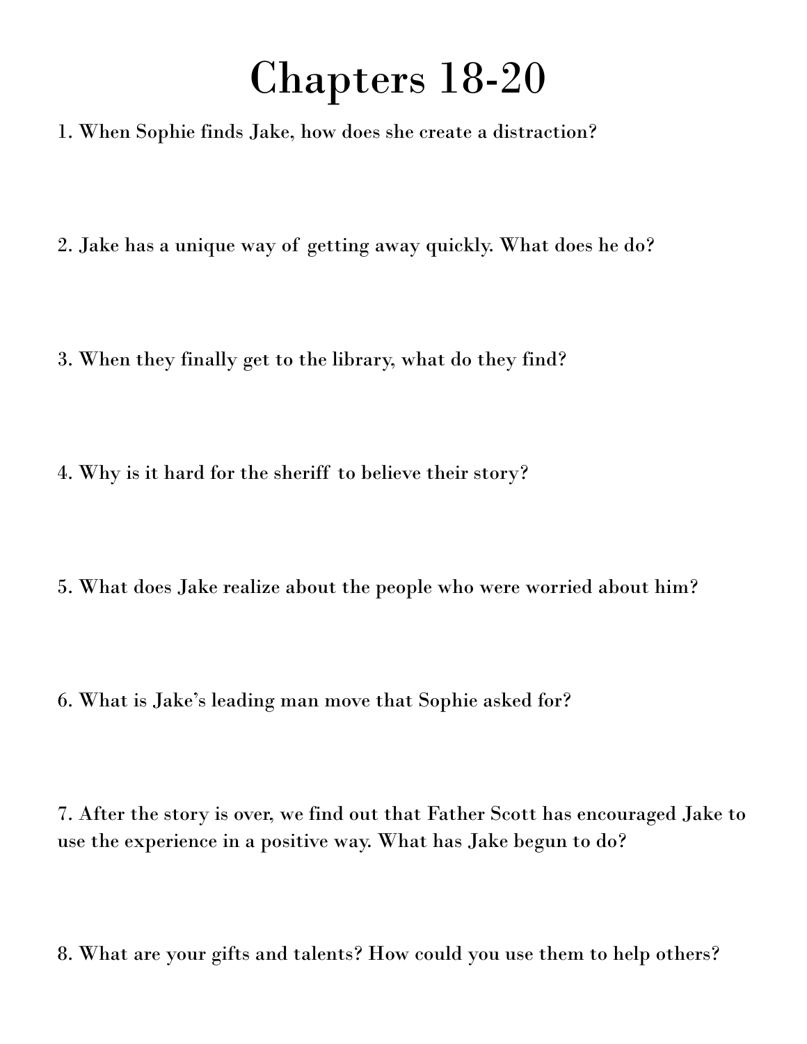# Chapters 18-20

1. When Sophie finds Jake, how does she create a distraction?

2. Jake has a unique way of getting away quickly. What does he do?

3. When they finally get to the library, what do they find?

4. Why is it hard for the sheriff to believe their story?

5. What does Jake realize about the people who were worried about him?

6. What is Jake's leading man move that Sophie asked for?

7. After the story is over, we find out that Father Scott has encouraged Jake to use the experience in a positive way. What has Jake begun to do?

8. What are your gifts and talents? How could you use them to help others?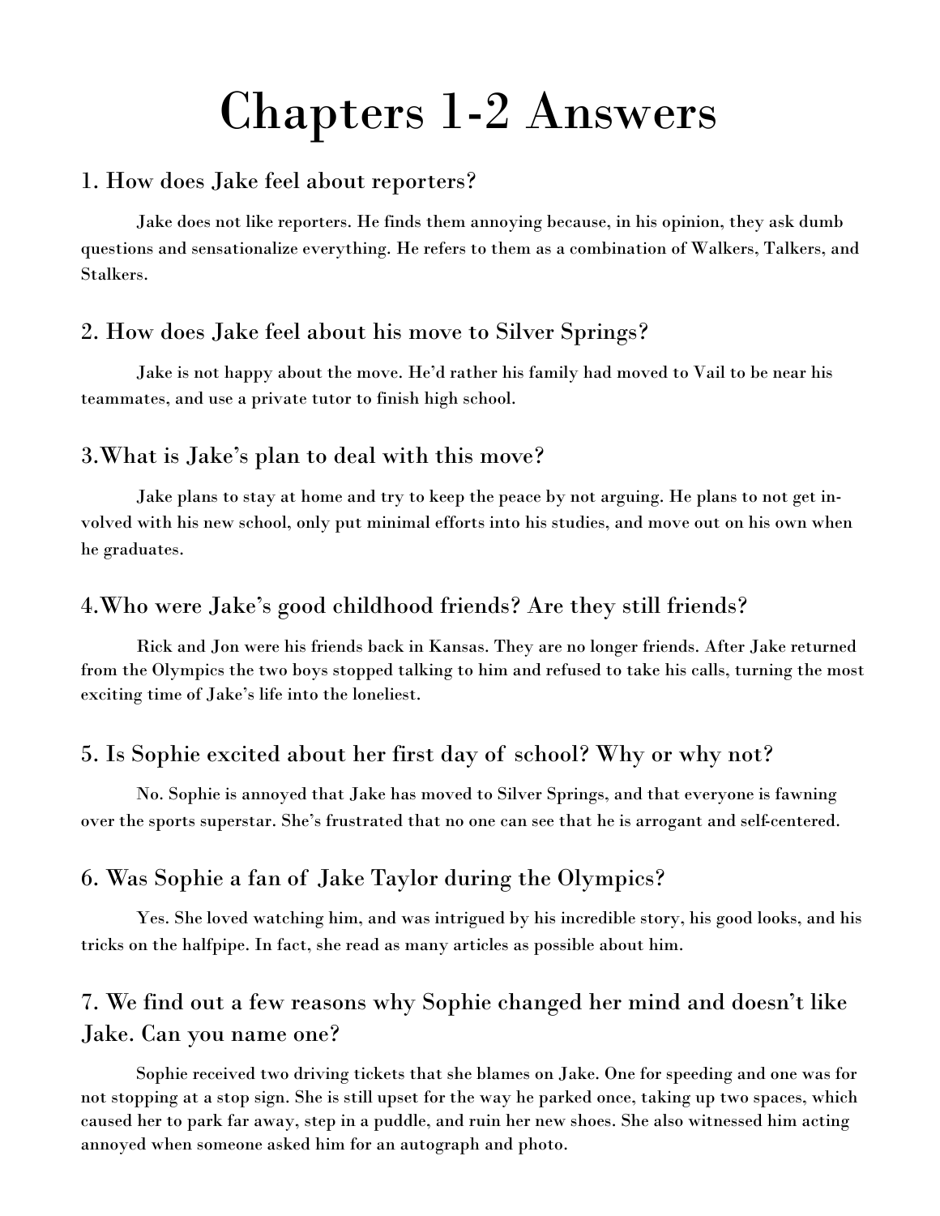# Chapters 1-2 Answers

## 1. How does Jake feel about reporters?

Jake does not like reporters. He finds them annoying because, in his opinion, they ask dumb questions and sensationalize everything. He refers to them as a combination of Walkers, Talkers, and Stalkers.

## 2. How does Jake feel about his move to Silver Springs?

Jake is not happy about the move. He'd rather his family had moved to Vail to be near his teammates, and use a private tutor to finish high school.

## 3.What is Jake's plan to deal with this move?

Jake plans to stay at home and try to keep the peace by not arguing. He plans to not get involved with his new school, only put minimal efforts into his studies, and move out on his own when he graduates.

## 4.Who were Jake's good childhood friends? Are they still friends?

Rick and Jon were his friends back in Kansas. They are no longer friends. After Jake returned from the Olympics the two boys stopped talking to him and refused to take his calls, turning the most exciting time of Jake's life into the loneliest.

## 5. Is Sophie excited about her first day of school? Why or why not?

No. Sophie is annoyed that Jake has moved to Silver Springs, and that everyone is fawning over the sports superstar. She's frustrated that no one can see that he is arrogant and self-centered.

## 6. Was Sophie a fan of Jake Taylor during the Olympics?

Yes. She loved watching him, and was intrigued by his incredible story, his good looks, and his tricks on the halfpipe. In fact, she read as many articles as possible about him.

## 7. We find out a few reasons why Sophie changed her mind and doesn't like Jake. Can you name one?

Sophie received two driving tickets that she blames on Jake. One for speeding and one was for not stopping at a stop sign. She is still upset for the way he parked once, taking up two spaces, which caused her to park far away, step in a puddle, and ruin her new shoes. She also witnessed him acting annoyed when someone asked him for an autograph and photo.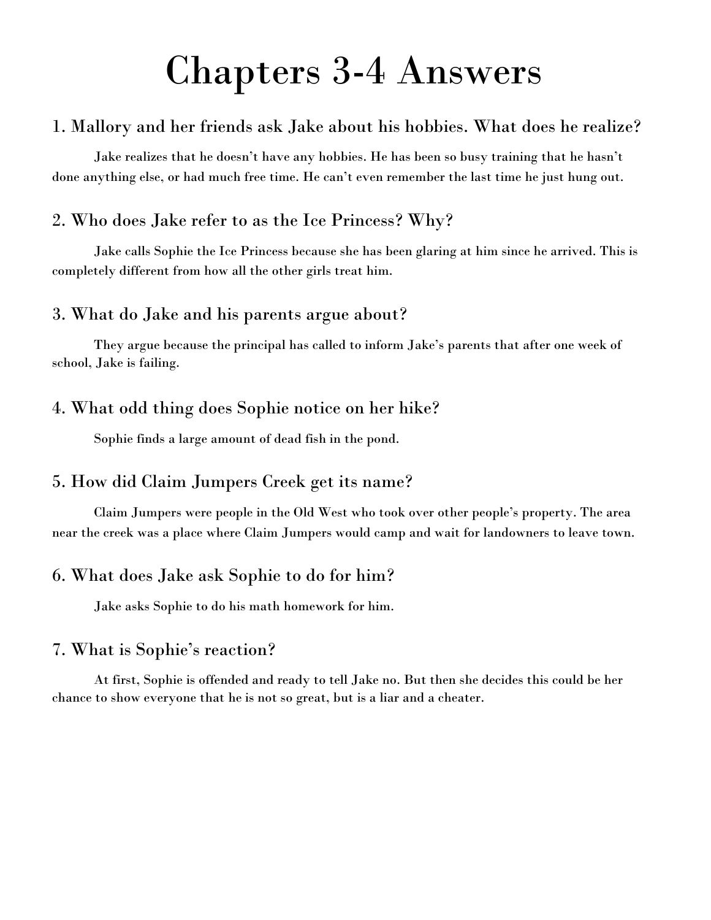# Chapters 3-4 Answers

## 1. Mallory and her friends ask Jake about his hobbies. What does he realize?

Jake realizes that he doesn't have any hobbies. He has been so busy training that he hasn't done anything else, or had much free time. He can't even remember the last time he just hung out.

## 2. Who does Jake refer to as the Ice Princess? Why?

Jake calls Sophie the Ice Princess because she has been glaring at him since he arrived. This is completely different from how all the other girls treat him.

## 3. What do Jake and his parents argue about?

They argue because the principal has called to inform Jake's parents that after one week of school, Jake is failing.

## 4. What odd thing does Sophie notice on her hike?

Sophie finds a large amount of dead fish in the pond.

## 5. How did Claim Jumpers Creek get its name?

Claim Jumpers were people in the Old West who took over other people's property. The area near the creek was a place where Claim Jumpers would camp and wait for landowners to leave town.

## 6. What does Jake ask Sophie to do for him?

Jake asks Sophie to do his math homework for him.

## 7. What is Sophie's reaction?

At first, Sophie is offended and ready to tell Jake no. But then she decides this could be her chance to show everyone that he is not so great, but is a liar and a cheater.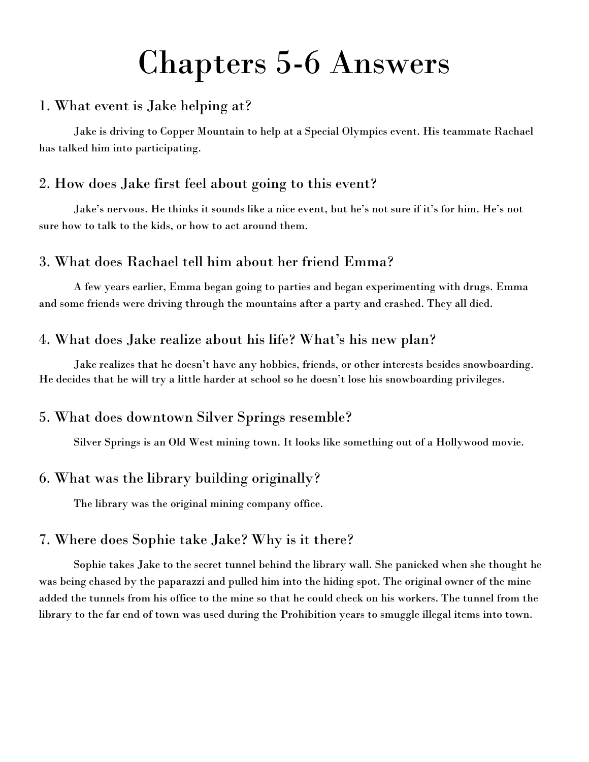# Chapters 5-6 Answers

## 1. What event is Jake helping at?

Jake is driving to Copper Mountain to help at a Special Olympics event. His teammate Rachael has talked him into participating.

## 2. How does Jake first feel about going to this event?

Jake's nervous. He thinks it sounds like a nice event, but he's not sure if it's for him. He's not sure how to talk to the kids, or how to act around them.

## 3. What does Rachael tell him about her friend Emma?

A few years earlier, Emma began going to parties and began experimenting with drugs. Emma and some friends were driving through the mountains after a party and crashed. They all died.

## 4. What does Jake realize about his life? What's his new plan?

Jake realizes that he doesn't have any hobbies, friends, or other interests besides snowboarding. He decides that he will try a little harder at school so he doesn't lose his snowboarding privileges.

## 5. What does downtown Silver Springs resemble?

Silver Springs is an Old West mining town. It looks like something out of a Hollywood movie.

## 6. What was the library building originally?

The library was the original mining company office.

## 7. Where does Sophie take Jake? Why is it there?

Sophie takes Jake to the secret tunnel behind the library wall. She panicked when she thought he was being chased by the paparazzi and pulled him into the hiding spot. The original owner of the mine added the tunnels from his office to the mine so that he could check on his workers. The tunnel from the library to the far end of town was used during the Prohibition years to smuggle illegal items into town.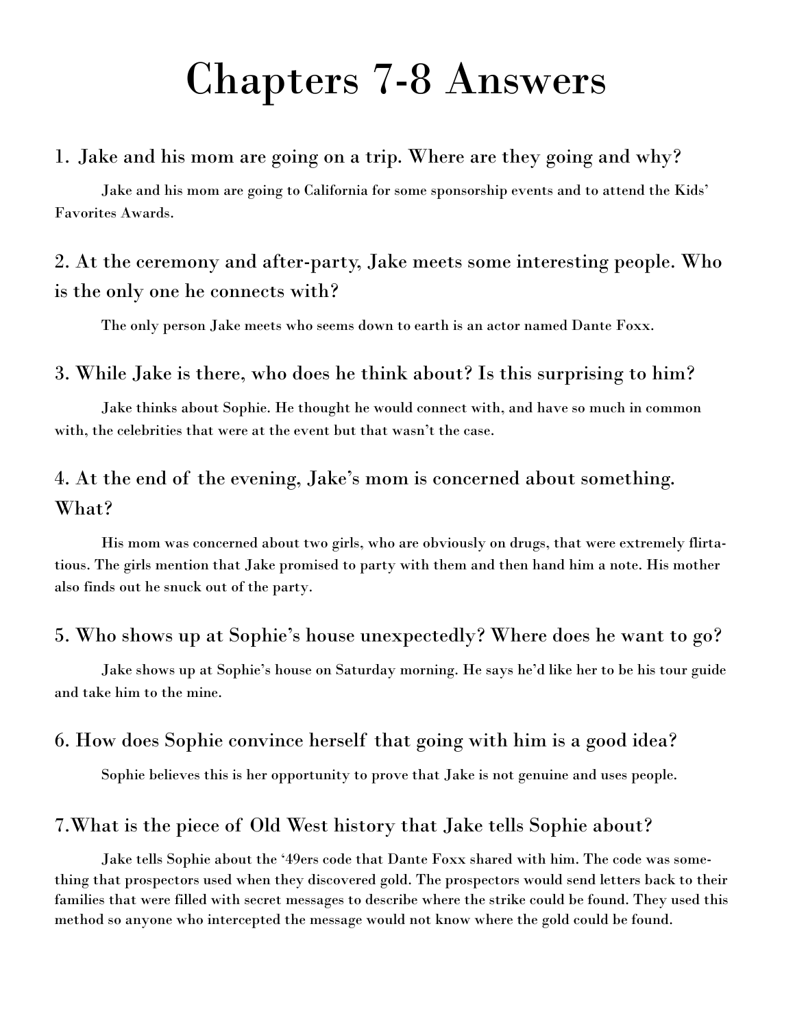# Chapters 7-8 Answers

## 1. Jake and his mom are going on a trip. Where are they going and why?

Jake and his mom are going to California for some sponsorship events and to attend the Kids' Favorites Awards.

## 2. At the ceremony and after-party, Jake meets some interesting people. Who is the only one he connects with?

The only person Jake meets who seems down to earth is an actor named Dante Foxx.

## 3. While Jake is there, who does he think about? Is this surprising to him?

Jake thinks about Sophie. He thought he would connect with, and have so much in common with, the celebrities that were at the event but that wasn't the case.

## 4. At the end of the evening, Jake's mom is concerned about something. What?

His mom was concerned about two girls, who are obviously on drugs, that were extremely flirtatious. The girls mention that Jake promised to party with them and then hand him a note. His mother also finds out he snuck out of the party.

## 5. Who shows up at Sophie's house unexpectedly? Where does he want to go?

Jake shows up at Sophie's house on Saturday morning. He says he'd like her to be his tour guide and take him to the mine.

## 6. How does Sophie convince herself that going with him is a good idea?

Sophie believes this is her opportunity to prove that Jake is not genuine and uses people.

## 7. What is the piece of Old West history that Jake tells Sophie about?

Jake tells Sophie about the '49ers code that Dante Foxx shared with him. The code was something that prospectors used when they discovered gold. The prospectors would send letters back to their families that were filled with secret messages to describe where the strike could be found. They used this method so anyone who intercepted the message would not know where the gold could be found.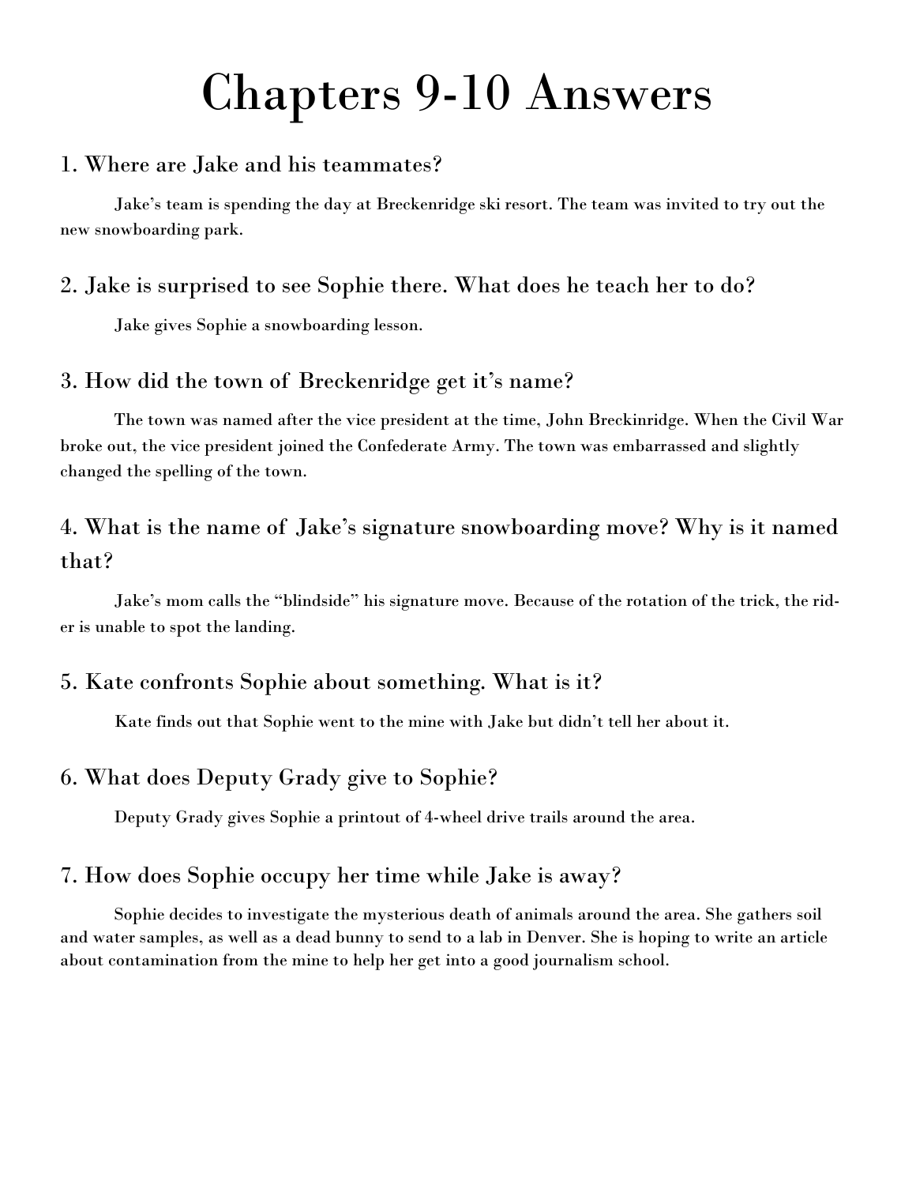# Chapters 9-10 Answers

## 1. Where are Jake and his teammates?

Jake's team is spending the day at Breckenridge ski resort. The team was invited to try out the new snowboarding park.

## 2. Jake is surprised to see Sophie there. What does he teach her to do?

Jake gives Sophie a snowboarding lesson.

## 3. How did the town of Breckenridge get it's name?

The town was named after the vice president at the time, John Breckinridge. When the Civil War broke out, the vice president joined the Confederate Army. The town was embarrassed and slightly changed the spelling of the town.

## 4. What is the name of Jake's signature snowboarding move? Why is it named that?

Jake's mom calls the "blindside" his signature move. Because of the rotation of the trick, the rider is unable to spot the landing.

## 5. Kate confronts Sophie about something. What is it?

Kate finds out that Sophie went to the mine with Jake but didn't tell her about it.

## 6. What does Deputy Grady give to Sophie?

Deputy Grady gives Sophie a printout of 4-wheel drive trails around the area.

## 7. How does Sophie occupy her time while Jake is away?

Sophie decides to investigate the mysterious death of animals around the area. She gathers soil and water samples, as well as a dead bunny to send to a lab in Denver. She is hoping to write an article about contamination from the mine to help her get into a good journalism school.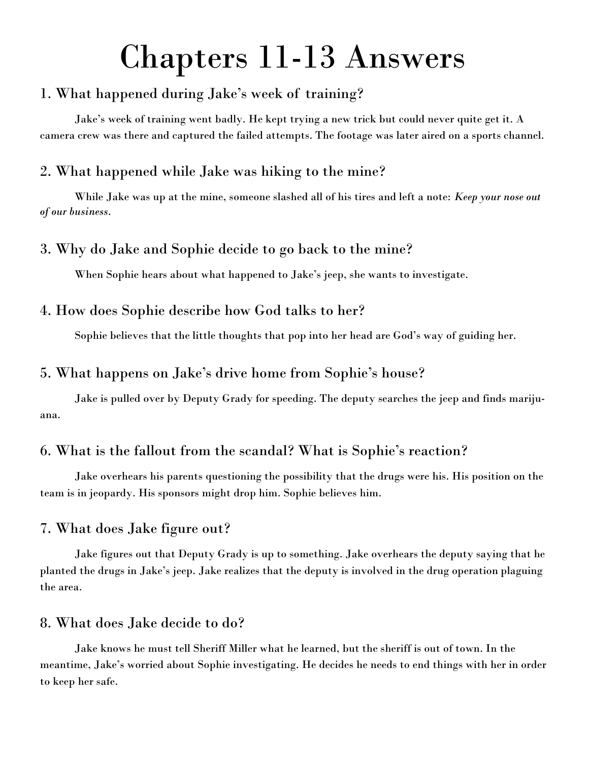# Chapters 11-13 Answers

## 1. What happened during Jake's week of training?

Jake's week of training went badly. He kept trying a new trick but could never quite get it. A camera crew was there and captured the failed attempts. The footage was later aired on a sports channel.

## 2. What happened while Jake was hiking to the mine?

While Jake was up at the mine, someone slashed all of his tires and left a note: *Keep your nose out of our business*.

## 3. Why do Jake and Sophie decide to go back to the mine?

When Sophie hears about what happened to Jake's jeep, she wants to investigate.

## 4. How does Sophie describe how God talks to her?

Sophie believes that the little thoughts that pop into her head are God's way of guiding her.

## 5. What happens on Jake's drive home from Sophie's house?

Jake is pulled over by Deputy Grady for speeding. The deputy searches the jeep and finds marijuana.

## 6. What is the fallout from the scandal? What is Sophie's reaction?

Jake overhears his parents questioning the possibility that the drugs were his. His position on the team is in jeopardy. His sponsors might drop him. Sophie believes him.

## 7. What does Jake figure out?

Jake figures out that Deputy Grady is up to something. Jake overhears the deputy saying that he planted the drugs in Jake's jeep. Jake realizes that the deputy is involved in the drug operation plaguing the area.

## 8. What does Jake decide to do?

Jake knows he must tell Sheriff Miller what he learned, but the sheriff is out of town. In the meantime, Jake's worried about Sophie investigating. He decides he needs to end things with her in order to keep her safe.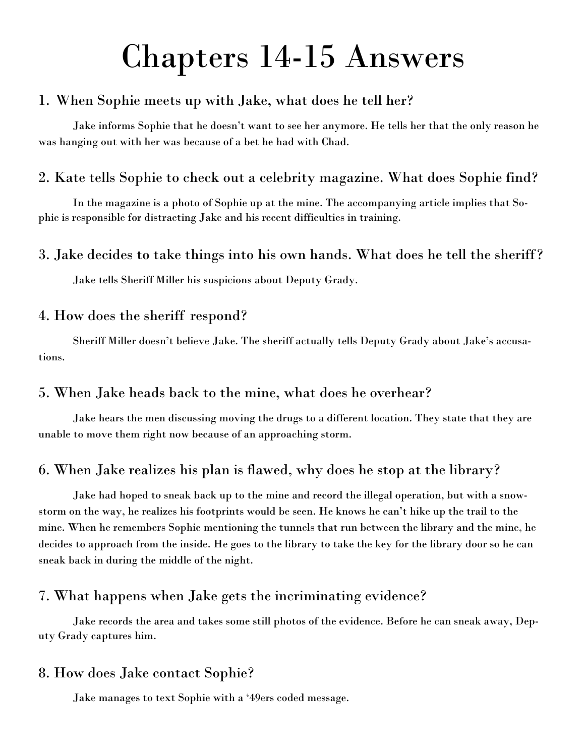# Chapters 14-15 Answers

## 1. When Sophie meets up with Jake, what does he tell her?

Jake informs Sophie that he doesn't want to see her anymore. He tells her that the only reason he was hanging out with her was because of a bet he had with Chad.

## 2. Kate tells Sophie to check out a celebrity magazine. What does Sophie find?

In the magazine is a photo of Sophie up at the mine. The accompanying article implies that Sophie is responsible for distracting Jake and his recent difficulties in training.

## 3. Jake decides to take things into his own hands. What does he tell the sheriff?

Jake tells Sheriff Miller his suspicions about Deputy Grady.

## 4. How does the sheriff respond?

Sheriff Miller doesn't believe Jake. The sheriff actually tells Deputy Grady about Jake's accusations.

## 5. When Jake heads back to the mine, what does he overhear?

Jake hears the men discussing moving the drugs to a different location. They state that they are unable to move them right now because of an approaching storm.

## 6. When Jake realizes his plan is flawed, why does he stop at the library?

Jake had hoped to sneak back up to the mine and record the illegal operation, but with a snowstorm on the way, he realizes his footprints would be seen. He knows he can't hike up the trail to the mine. When he remembers Sophie mentioning the tunnels that run between the library and the mine, he decides to approach from the inside. He goes to the library to take the key for the library door so he can sneak back in during the middle of the night.

## 7. What happens when Jake gets the incriminating evidence?

Jake records the area and takes some still photos of the evidence. Before he can sneak away, Deputy Grady captures him.

## 8. How does Jake contact Sophie?

Jake manages to text Sophie with a '49ers coded message.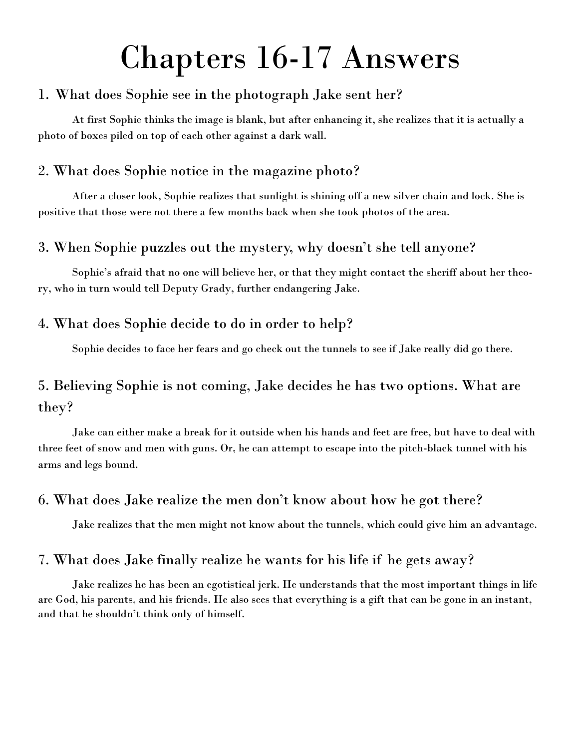# Chapters 16-17 Answers

## 1. What does Sophie see in the photograph Jake sent her?

At first Sophie thinks the image is blank, but after enhancing it, she realizes that it is actually a photo of boxes piled on top of each other against a dark wall.

## 2. What does Sophie notice in the magazine photo?

After a closer look, Sophie realizes that sunlight is shining off a new silver chain and lock. She is positive that those were not there a few months back when she took photos of the area.

## 3. When Sophie puzzles out the mystery, why doesn't she tell anyone?

Sophie's afraid that no one will believe her, or that they might contact the sheriff about her theory, who in turn would tell Deputy Grady, further endangering Jake.

## 4. What does Sophie decide to do in order to help?

Sophie decides to face her fears and go check out the tunnels to see if Jake really did go there.

## 5. Believing Sophie is not coming, Jake decides he has two options. What are they?

Jake can either make a break for it outside when his hands and feet are free, but have to deal with three feet of snow and men with guns. Or, he can attempt to escape into the pitch-black tunnel with his arms and legs bound.

## 6. What does Jake realize the men don't know about how he got there?

Jake realizes that the men might not know about the tunnels, which could give him an advantage.

## 7. What does Jake finally realize he wants for his life if he gets away?

Jake realizes he has been an egotistical jerk. He understands that the most important things in life are God, his parents, and his friends. He also sees that everything is a gift that can be gone in an instant, and that he shouldn't think only of himself.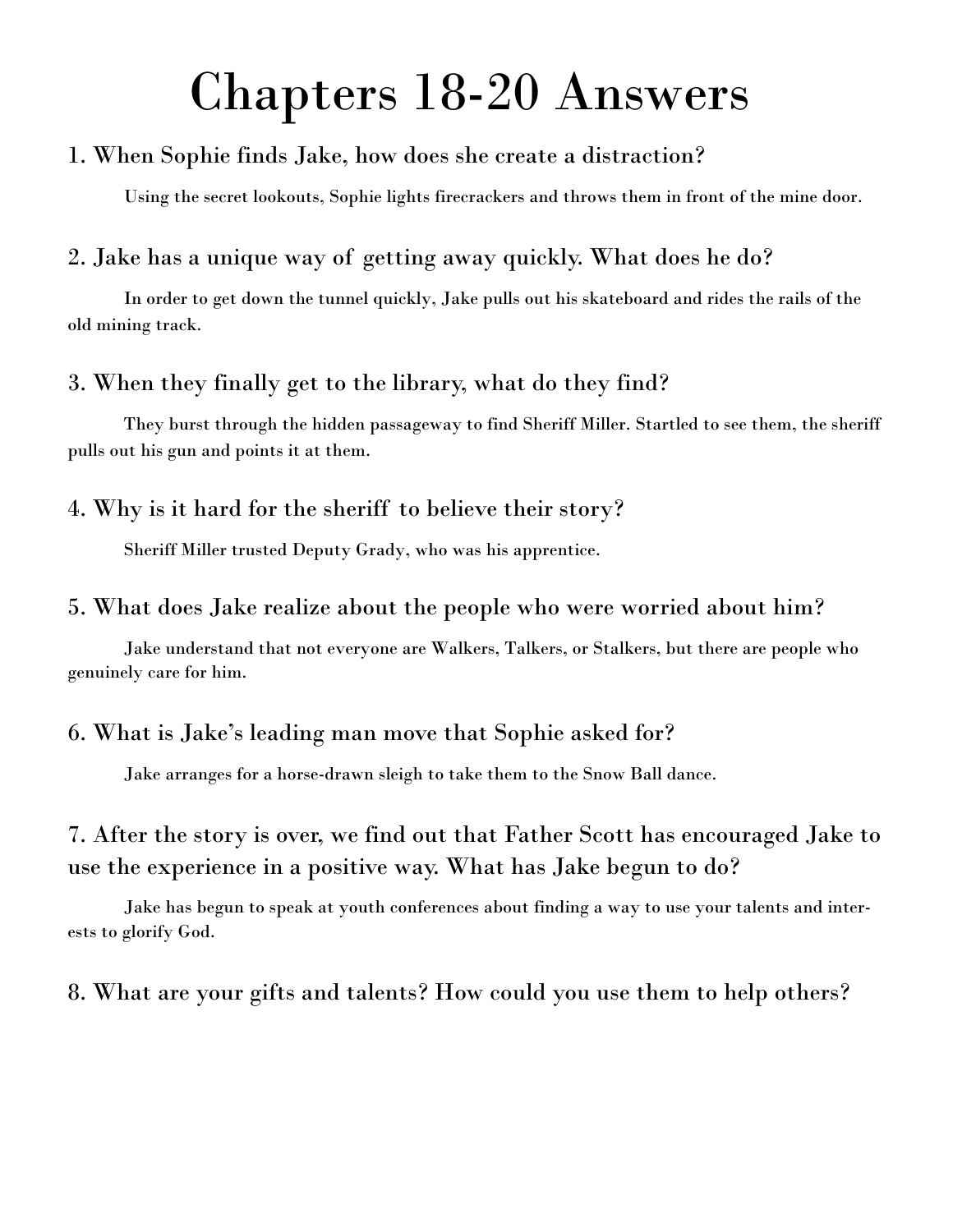# Chapters 18-20 Answers

## 1. When Sophie finds Jake, how does she create a distraction?

Using the secret lookouts, Sophie lights firecrackers and throws them in front of the mine door.

## 2. Jake has a unique way of getting away quickly. What does he do?

In order to get down the tunnel quickly, Jake pulls out his skateboard and rides the rails of the old mining track.

## 3. When they finally get to the library, what do they find?

They burst through the hidden passageway to find Sheriff Miller. Startled to see them, the sheriff pulls out his gun and points it at them.

## 4. Why is it hard for the sheriff to believe their story?

Sheriff Miller trusted Deputy Grady, who was his apprentice.

## 5. What does Jake realize about the people who were worried about him?

Jake understand that not everyone are Walkers, Talkers, or Stalkers, but there are people who genuinely care for him.

## 6. What is Jake's leading man move that Sophie asked for?

Jake arranges for a horse-drawn sleigh to take them to the Snow Ball dance.

## 7. After the story is over, we find out that Father Scott has encouraged Jake to use the experience in a positive way. What has Jake begun to do?

Jake has begun to speak at youth conferences about finding a way to use your talents and interests to glorify God.

## 8. What are your gifts and talents? How could you use them to help others?